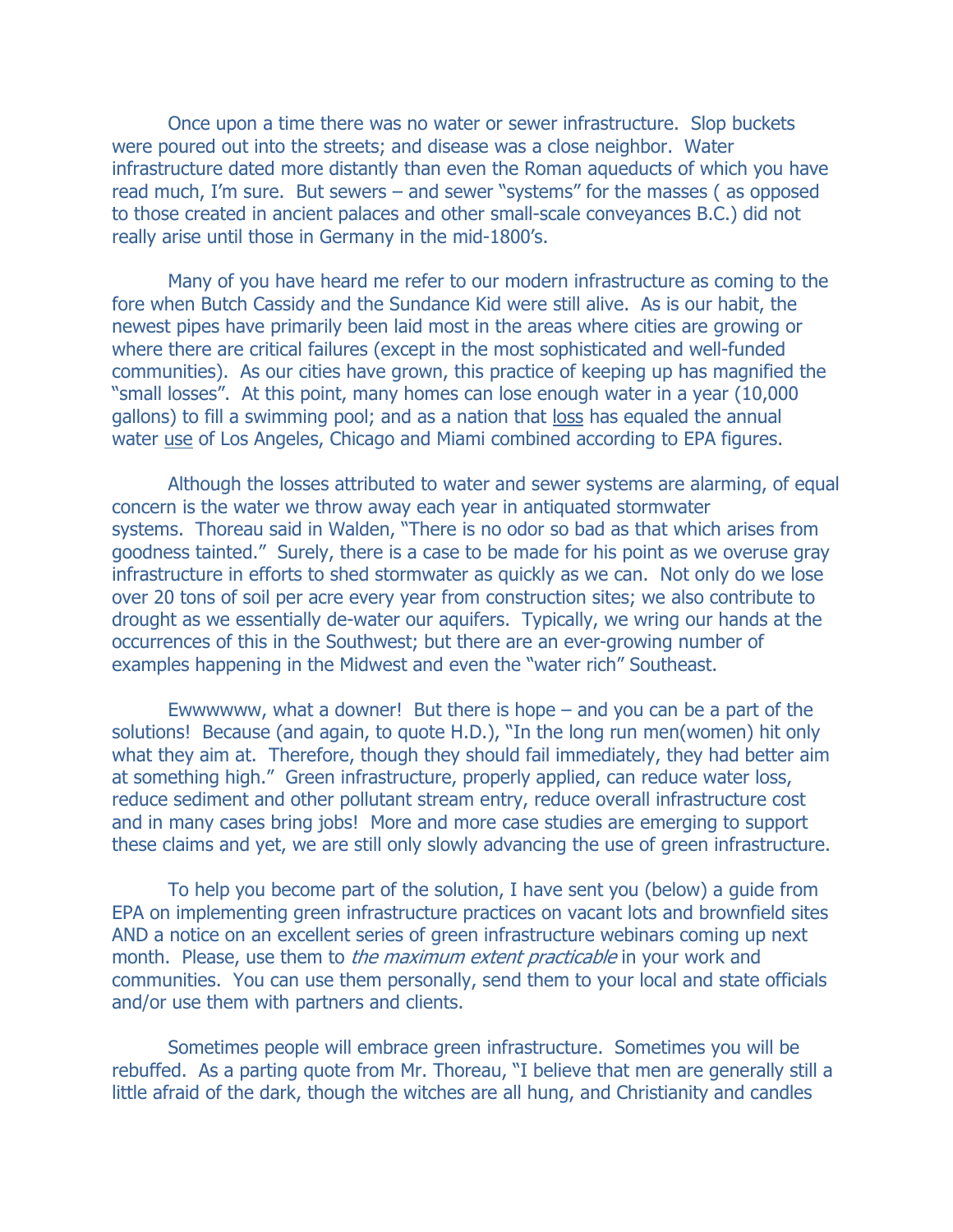Once upon a time there was no water or sewer infrastructure. Slop buckets were poured out into the streets; and disease was a close neighbor. Water infrastructure dated more distantly than even the Roman aqueducts of which you have read much, I'm sure. But sewers – and sewer "systems" for the masses ( as opposed to those created in ancient palaces and other small-scale conveyances B.C.) did not really arise until those in Germany in the mid-1800's.

Many of you have heard me refer to our modern infrastructure as coming to the fore when Butch Cassidy and the Sundance Kid were still alive. As is our habit, the newest pipes have primarily been laid most in the areas where cities are growing or where there are critical failures (except in the most sophisticated and well-funded communities). As our cities have grown, this practice of keeping up has magnified the "small losses". At this point, many homes can lose enough water in a year (10,000 gallons) to fill a swimming pool; and as a nation that <u>loss</u> has equaled the annual water <u>use</u> of Los Angeles, Chicago and Miami combined according to EPA figures.

Although the losses attributed to water and sewer systems are alarming, of equal concern is the water we throw away each year in antiquated stormwater systems. Thoreau said in Walden, "There is no odor so bad as that which arises from goodness tainted." Surely, there is a case to be made for his point as we overuse gray infrastructure in efforts to shed stormwater as quickly as we can. Not only do we lose over 20 tons of soil per acre every year from construction sites; we also contribute to drought as we essentially de-water our aquifers. Typically, we wring our hands at the occurrences of this in the Southwest; but there are an ever-growing number of examples happening in the Midwest and even the "water rich" Southeast.

Ewwwwww, what a downer! But there is hope – and you can be a part of the solutions! Because (and again, to quote H.D.), "In the long run men(women) hit only what they aim at. Therefore, though they should fail immediately, they had better aim at something high." Green infrastructure, properly applied, can reduce water loss, reduce sediment and other pollutant stream entry, reduce overall infrastructure cost and in many cases bring jobs! More and more case studies are emerging to support these claims and yet, we are still only slowly advancing the use of green infrastructure.

To help you become part of the solution, I have sent you (below) a guide from EPA on implementing green infrastructure practices on vacant lots and brownfield sites AND a notice on an excellent series of green infrastructure webinars coming up next month. Please, use them to *the maximum extent practicable* in your work and communities. You can use them personally, send them to your local and state officials and/or use them with partners and clients.

Sometimes people will embrace green infrastructure. Sometimes you will be rebuffed. As a parting quote from Mr. Thoreau, "I believe that men are generally still a little afraid of the dark, though the witches are all hung, and Christianity and candles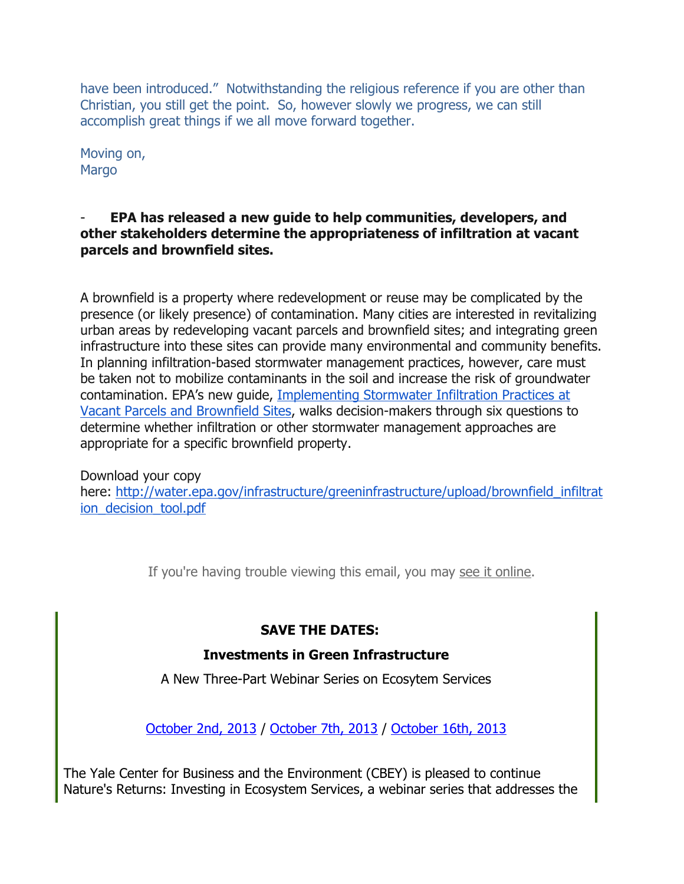have been introduced." Notwithstanding the religious reference if you are other than Christian, you still get the point. So, however slowly we progress, we can still accomplish great things if we all move forward together.

Moving on,
Margo

- **EPA has released a new guide to help communities, developers, and other stakeholders determine the appropriateness of infiltration at vacant parcels and brownfield sites.**

A brownfield is a property where redevelopment or reuse may be complicated by the presence (or likely presence) of contamination. Many cities are interested in revitalizing urban areas by redeveloping vacant parcels and brownfield sites; and integrating green infrastructure into these sites can provide many environmental and community benefits. In planning infiltration-based stormwater management practices, however, care must be taken not to mobilize contaminants in the soil and increase the risk of groundwater contamination. EPA's new guide, [Implementing Stormwater Infiltration Practices at Vacant Parcels and Brownfield Sites](http://water.epa.gov/infrastructure/greeninfrastructure/upload/brownfield_infiltration_decision_tool.pdf), walks decision-makers through six questions to determine whether infiltration or other stormwater management approaches are appropriate for a specific brownfield property.

Download your copy here: http://water.epa.gov/infrastructure/greeninfrastructure/upload/brownfield_infiltration_decision_tool.pdf

If you're having trouble viewing this email, you may see it online.

**SAVE THE DATES:**

**Investments in Green Infrastructure**

A New Three-Part Webinar Series on Ecosytem Services

October 2nd, 2013 / October 7th, 2013 / October 16th, 2013

The Yale Center for Business and the Environment (CBEY) is pleased to continue Nature's Returns: Investing in Ecosystem Services, a webinar series that addresses the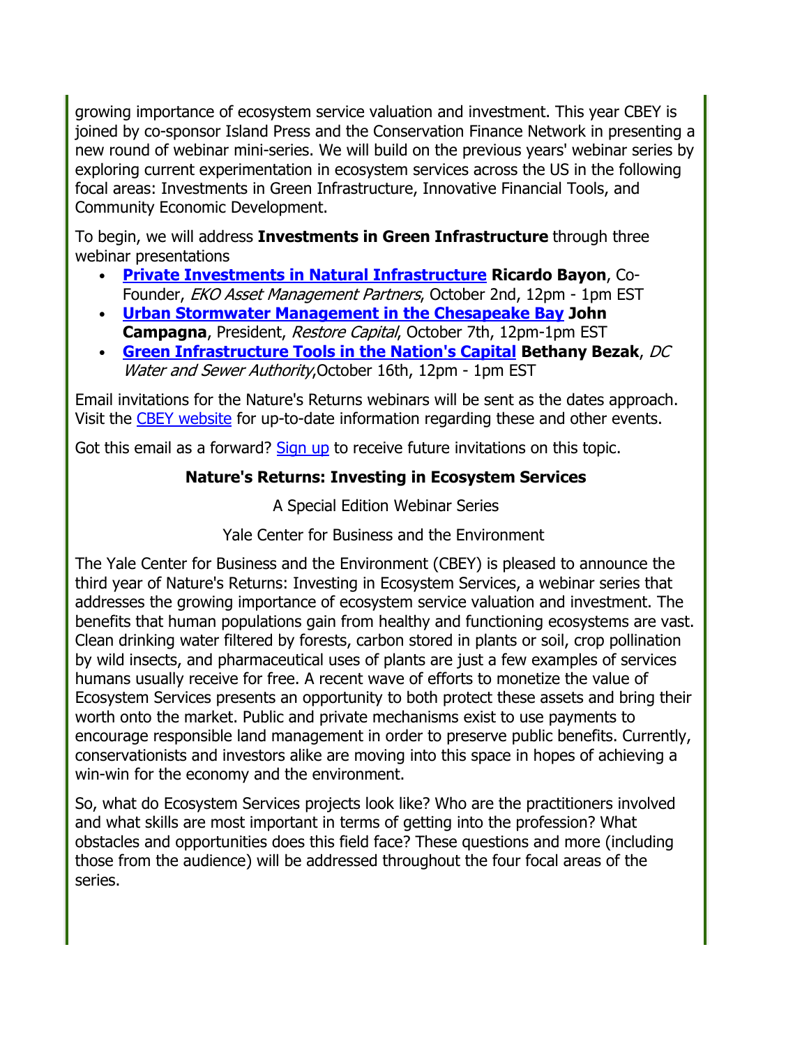growing importance of ecosystem service valuation and investment. This year CBEY is joined by co-sponsor Island Press and the Conservation Finance Network in presenting a new round of webinar mini-series. We will build on the previous years' webinar series by exploring current experimentation in ecosystem services across the US in the following focal areas: Investments in Green Infrastructure, Innovative Financial Tools, and Community Economic Development.

To begin, we will address **Investments in Green Infrastructure** through three webinar presentations

- **Private Investments in Natural Infrastructure** **Ricardo Bayon**, Co-Founder, *EKO Asset Management Partners*, October 2nd, 12pm - 1pm EST
- **Urban Stormwater Management in the Chesapeake Bay** **John Campagna**, President, *Restore Capital*, October 7th, 12pm-1pm EST
- **Green Infrastructure Tools in the Nation's Capital** **Bethany Bezak**, *DC Water and Sewer Authority*,October 16th, 12pm - 1pm EST

Email invitations for the Nature's Returns webinars will be sent as the dates approach. Visit the CBEY website for up-to-date information regarding these and other events.

Got this email as a forward? Sign up to receive future invitations on this topic.

**Nature's Returns: Investing in Ecosystem Services**

A Special Edition Webinar Series

Yale Center for Business and the Environment

The Yale Center for Business and the Environment (CBEY) is pleased to announce the third year of Nature's Returns: Investing in Ecosystem Services, a webinar series that addresses the growing importance of ecosystem service valuation and investment. The benefits that human populations gain from healthy and functioning ecosystems are vast. Clean drinking water filtered by forests, carbon stored in plants or soil, crop pollination by wild insects, and pharmaceutical uses of plants are just a few examples of services humans usually receive for free. A recent wave of efforts to monetize the value of Ecosystem Services presents an opportunity to both protect these assets and bring their worth onto the market. Public and private mechanisms exist to use payments to encourage responsible land management in order to preserve public benefits. Currently, conservationists and investors alike are moving into this space in hopes of achieving a win-win for the economy and the environment.

So, what do Ecosystem Services projects look like? Who are the practitioners involved and what skills are most important in terms of getting into the profession? What obstacles and opportunities does this field face? These questions and more (including those from the audience) will be addressed throughout the four focal areas of the series.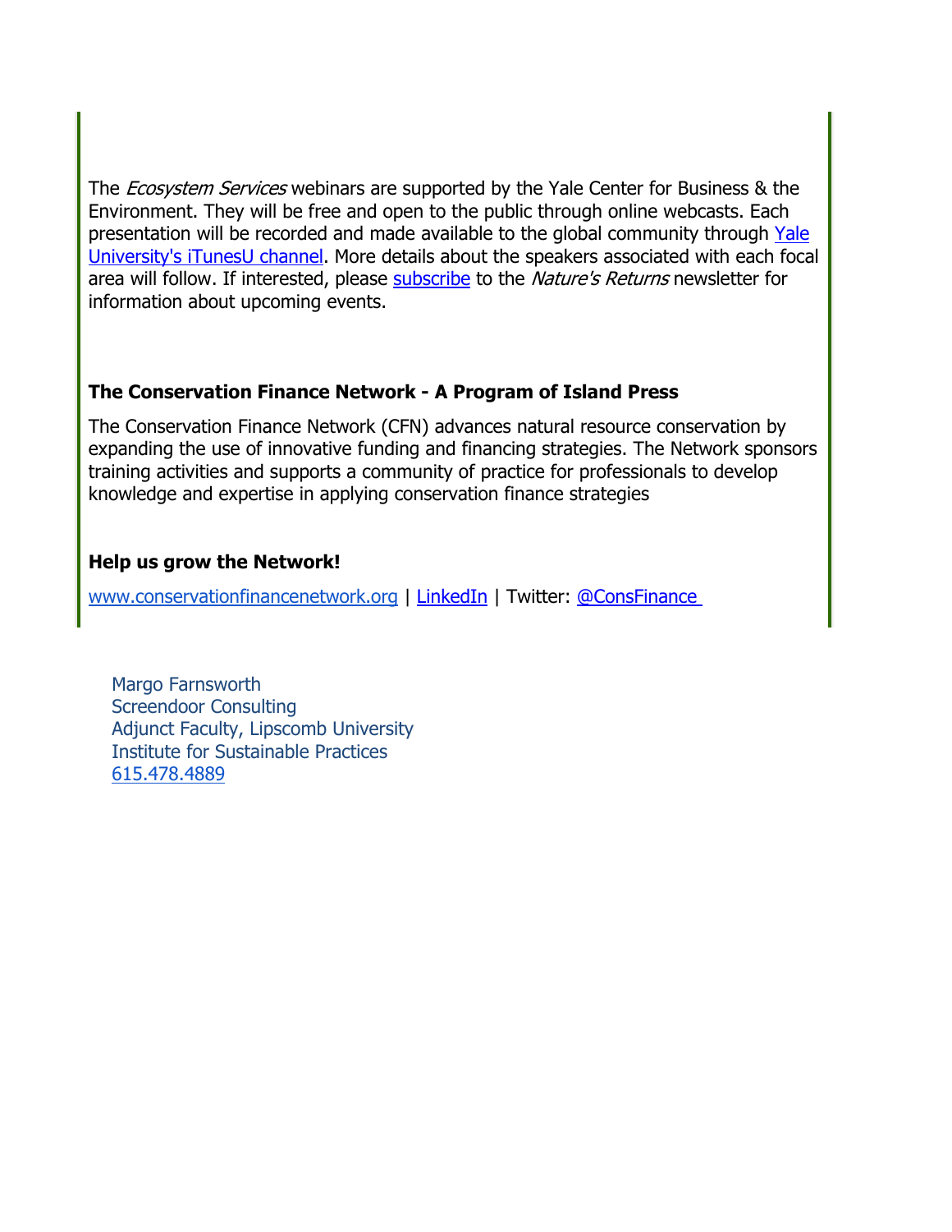The *Ecosystem Services* webinars are supported by the Yale Center for Business & the Environment. They will be free and open to the public through online webcasts. Each presentation will be recorded and made available to the global community through Yale University's iTunesU channel. More details about the speakers associated with each focal area will follow. If interested, please subscribe to the *Nature's Returns* newsletter for information about upcoming events.

**The Conservation Finance Network - A Program of Island Press**

The Conservation Finance Network (CFN) advances natural resource conservation by expanding the use of innovative funding and financing strategies. The Network sponsors training activities and supports a community of practice for professionals to develop knowledge and expertise in applying conservation finance strategies

**Help us grow the Network!**

www.conservationfinancenetwork.org | LinkedIn | Twitter: @ConsFinance

Margo Farnsworth
Screendoor Consulting
Adjunct Faculty, Lipscomb University
Institute for Sustainable Practices
615.478.4889